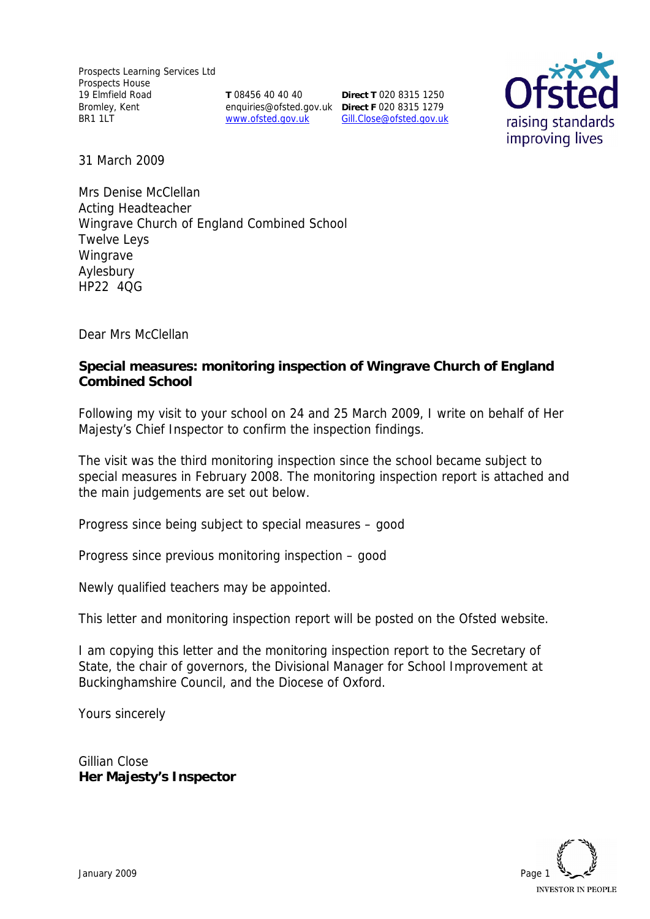Prospects Learning Services Ltd
Prospects House
19 Elmfield Road
Bromley, Kent
BR1 1LT

**T** 08456 40 40 40
enquiries@ofsted.gov.uk
www.ofsted.gov.uk

**Direct T** 020 8315 1250
**Direct F** 020 8315 1279
Gill.Close@ofsted.gov.uk

31 March 2009

Mrs Denise McClellan
Acting Headteacher
Wingrave Church of England Combined School
Twelve Leys
Wingrave
Aylesbury
HP22 4QG

Dear Mrs McClellan

**Special measures: monitoring inspection of Wingrave Church of England Combined School**

Following my visit to your school on 24 and 25 March 2009, I write on behalf of Her Majesty's Chief Inspector to confirm the inspection findings.

The visit was the third monitoring inspection since the school became subject to special measures in February 2008. The monitoring inspection report is attached and the main judgements are set out below.

Progress since being subject to special measures – good

Progress since previous monitoring inspection – good

Newly qualified teachers may be appointed.

This letter and monitoring inspection report will be posted on the Ofsted website.

I am copying this letter and the monitoring inspection report to the Secretary of State, the chair of governors, the Divisional Manager for School Improvement at Buckinghamshire Council, and the Diocese of Oxford.

Yours sincerely

Gillian Close
**Her Majesty's Inspector**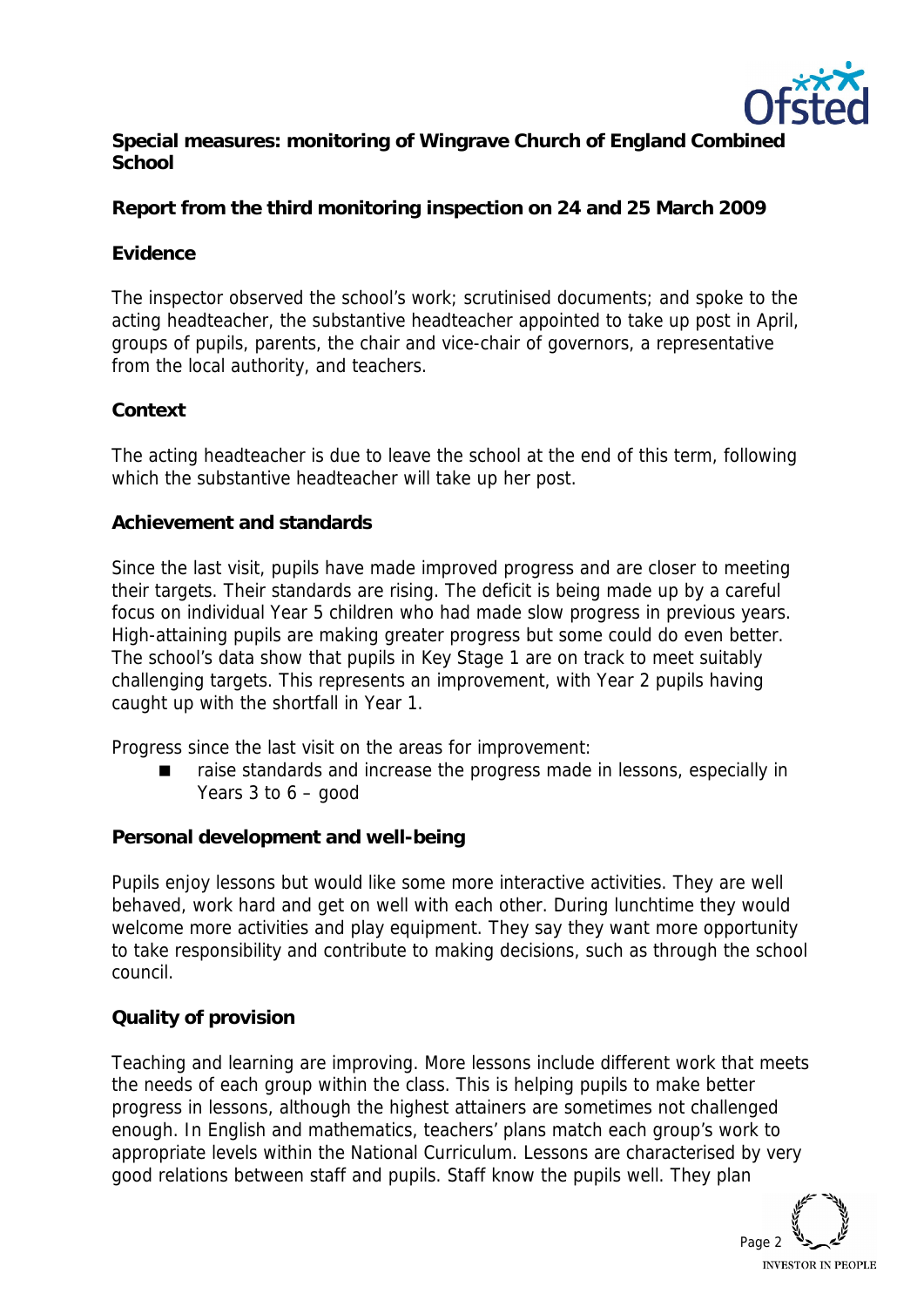**Special measures: monitoring of Wingrave Church of England Combined School**

**Report from the third monitoring inspection on 24 and 25 March 2009**

## Evidence

The inspector observed the school's work; scrutinised documents; and spoke to the acting headteacher, the substantive headteacher appointed to take up post in April, groups of pupils, parents, the chair and vice-chair of governors, a representative from the local authority, and teachers.

## Context

The acting headteacher is due to leave the school at the end of this term, following which the substantive headteacher will take up her post.

## Achievement and standards

Since the last visit, pupils have made improved progress and are closer to meeting their targets. Their standards are rising. The deficit is being made up by a careful focus on individual Year 5 children who had made slow progress in previous years. High-attaining pupils are making greater progress but some could do even better. The school's data show that pupils in Key Stage 1 are on track to meet suitably challenging targets. This represents an improvement, with Year 2 pupils having caught up with the shortfall in Year 1.

Progress since the last visit on the areas for improvement:

- raise standards and increase the progress made in lessons, especially in Years 3 to 6 – good

## Personal development and well-being

Pupils enjoy lessons but would like some more interactive activities. They are well behaved, work hard and get on well with each other. During lunchtime they would welcome more activities and play equipment. They say they want more opportunity to take responsibility and contribute to making decisions, such as through the school council.

## Quality of provision

Teaching and learning are improving. More lessons include different work that meets the needs of each group within the class. This is helping pupils to make better progress in lessons, although the highest attainers are sometimes not challenged enough. In English and mathematics, teachers' plans match each group's work to appropriate levels within the National Curriculum. Lessons are characterised by very good relations between staff and pupils. Staff know the pupils well. They plan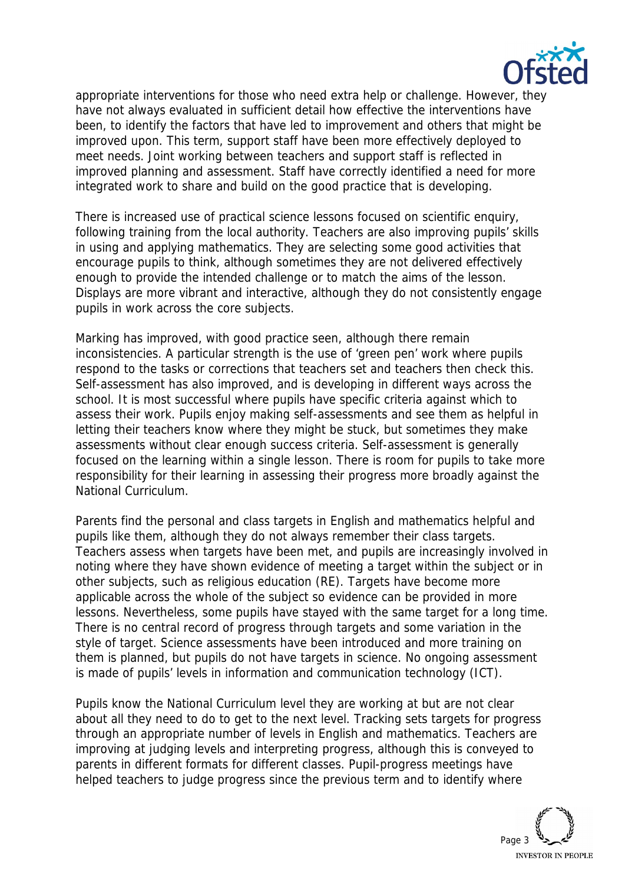appropriate interventions for those who need extra help or challenge. However, they have not always evaluated in sufficient detail how effective the interventions have been, to identify the factors that have led to improvement and others that might be improved upon. This term, support staff have been more effectively deployed to meet needs. Joint working between teachers and support staff is reflected in improved planning and assessment. Staff have correctly identified a need for more integrated work to share and build on the good practice that is developing.

There is increased use of practical science lessons focused on scientific enquiry, following training from the local authority. Teachers are also improving pupils' skills in using and applying mathematics. They are selecting some good activities that encourage pupils to think, although sometimes they are not delivered effectively enough to provide the intended challenge or to match the aims of the lesson. Displays are more vibrant and interactive, although they do not consistently engage pupils in work across the core subjects.

Marking has improved, with good practice seen, although there remain inconsistencies. A particular strength is the use of 'green pen' work where pupils respond to the tasks or corrections that teachers set and teachers then check this. Self-assessment has also improved, and is developing in different ways across the school. It is most successful where pupils have specific criteria against which to assess their work. Pupils enjoy making self-assessments and see them as helpful in letting their teachers know where they might be stuck, but sometimes they make assessments without clear enough success criteria. Self-assessment is generally focused on the learning within a single lesson. There is room for pupils to take more responsibility for their learning in assessing their progress more broadly against the National Curriculum.

Parents find the personal and class targets in English and mathematics helpful and pupils like them, although they do not always remember their class targets. Teachers assess when targets have been met, and pupils are increasingly involved in noting where they have shown evidence of meeting a target within the subject or in other subjects, such as religious education (RE). Targets have become more applicable across the whole of the subject so evidence can be provided in more lessons. Nevertheless, some pupils have stayed with the same target for a long time. There is no central record of progress through targets and some variation in the style of target. Science assessments have been introduced and more training on them is planned, but pupils do not have targets in science. No ongoing assessment is made of pupils' levels in information and communication technology (ICT).

Pupils know the National Curriculum level they are working at but are not clear about all they need to do to get to the next level. Tracking sets targets for progress through an appropriate number of levels in English and mathematics. Teachers are improving at judging levels and interpreting progress, although this is conveyed to parents in different formats for different classes. Pupil-progress meetings have helped teachers to judge progress since the previous term and to identify where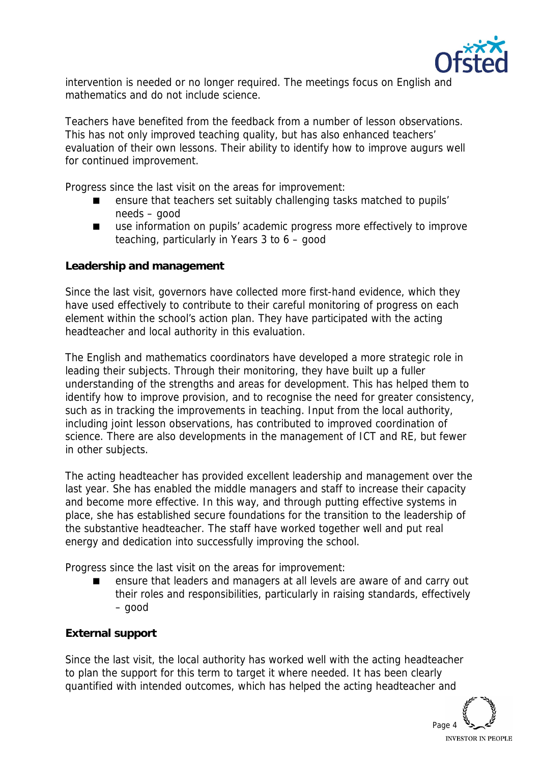intervention is needed or no longer required. The meetings focus on English and mathematics and do not include science.

Teachers have benefited from the feedback from a number of lesson observations. This has not only improved teaching quality, but has also enhanced teachers' evaluation of their own lessons. Their ability to identify how to improve augurs well for continued improvement.

Progress since the last visit on the areas for improvement:

- ensure that teachers set suitably challenging tasks matched to pupils' needs – good
- use information on pupils' academic progress more effectively to improve teaching, particularly in Years 3 to 6 – good

**Leadership and management**

Since the last visit, governors have collected more first-hand evidence, which they have used effectively to contribute to their careful monitoring of progress on each element within the school's action plan. They have participated with the acting headteacher and local authority in this evaluation.

The English and mathematics coordinators have developed a more strategic role in leading their subjects. Through their monitoring, they have built up a fuller understanding of the strengths and areas for development. This has helped them to identify how to improve provision, and to recognise the need for greater consistency, such as in tracking the improvements in teaching. Input from the local authority, including joint lesson observations, has contributed to improved coordination of science. There are also developments in the management of ICT and RE, but fewer in other subjects.

The acting headteacher has provided excellent leadership and management over the last year. She has enabled the middle managers and staff to increase their capacity and become more effective. In this way, and through putting effective systems in place, she has established secure foundations for the transition to the leadership of the substantive headteacher. The staff have worked together well and put real energy and dedication into successfully improving the school.

Progress since the last visit on the areas for improvement:

- ensure that leaders and managers at all levels are aware of and carry out their roles and responsibilities, particularly in raising standards, effectively – good

**External support**

Since the last visit, the local authority has worked well with the acting headteacher to plan the support for this term to target it where needed. It has been clearly quantified with intended outcomes, which has helped the acting headteacher and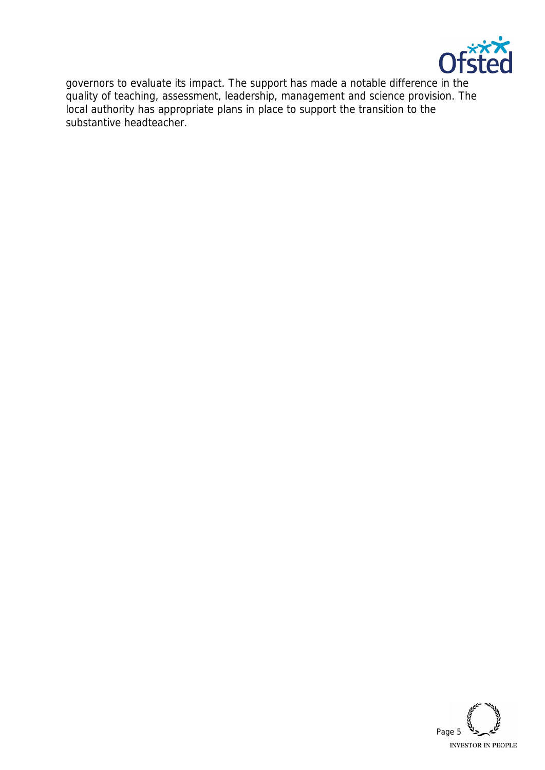governors to evaluate its impact. The support has made a notable difference in the quality of teaching, assessment, leadership, management and science provision. The local authority has appropriate plans in place to support the transition to the substantive headteacher.